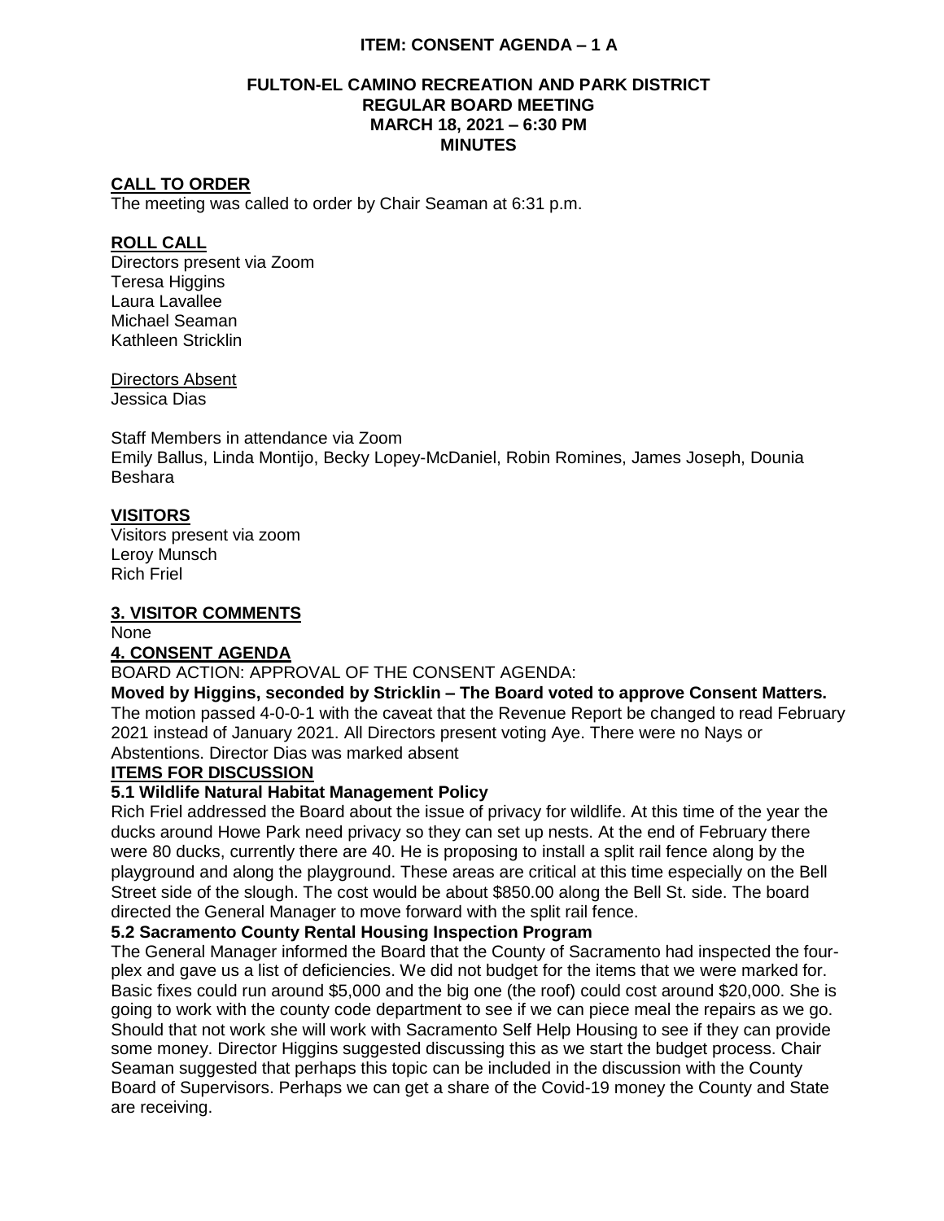**ITEM: CONSENT AGENDA – 1 A**

**FULTON-EL CAMINO RECREATION AND PARK DISTRICT**
**REGULAR BOARD MEETING**
**MARCH 18, 2021 – 6:30 PM**
**MINUTES**

## CALL TO ORDER

The meeting was called to order by Chair Seaman at 6:31 p.m.

## ROLL CALL

Directors present via Zoom
Teresa Higgins
Laura Lavallee
Michael Seaman
Kathleen Stricklin

Directors Absent
Jessica Dias

Staff Members in attendance via Zoom
Emily Ballus, Linda Montijo, Becky Lopey-McDaniel, Robin Romines, James Joseph, Dounia Beshara

## VISITORS

Visitors present via zoom
Leroy Munsch
Rich Friel

## 3. VISITOR COMMENTS

None

## 4. CONSENT AGENDA

BOARD ACTION: APPROVAL OF THE CONSENT AGENDA:

**Moved by Higgins, seconded by Stricklin – The Board voted to approve Consent Matters.** The motion passed 4-0-0-1 with the caveat that the Revenue Report be changed to read February 2021 instead of January 2021. All Directors present voting Aye. There were no Nays or Abstentions. Director Dias was marked absent

## ITEMS FOR DISCUSSION

### 5.1 Wildlife Natural Habitat Management Policy

Rich Friel addressed the Board about the issue of privacy for wildlife. At this time of the year the ducks around Howe Park need privacy so they can set up nests. At the end of February there were 80 ducks, currently there are 40. He is proposing to install a split rail fence along by the playground and along the playground. These areas are critical at this time especially on the Bell Street side of the slough. The cost would be about $850.00 along the Bell St. side. The board directed the General Manager to move forward with the split rail fence.

### 5.2 Sacramento County Rental Housing Inspection Program

The General Manager informed the Board that the County of Sacramento had inspected the four-plex and gave us a list of deficiencies. We did not budget for the items that we were marked for. Basic fixes could run around $5,000 and the big one (the roof) could cost around $20,000. She is going to work with the county code department to see if we can piece meal the repairs as we go. Should that not work she will work with Sacramento Self Help Housing to see if they can provide some money. Director Higgins suggested discussing this as we start the budget process. Chair Seaman suggested that perhaps this topic can be included in the discussion with the County Board of Supervisors. Perhaps we can get a share of the Covid-19 money the County and State are receiving.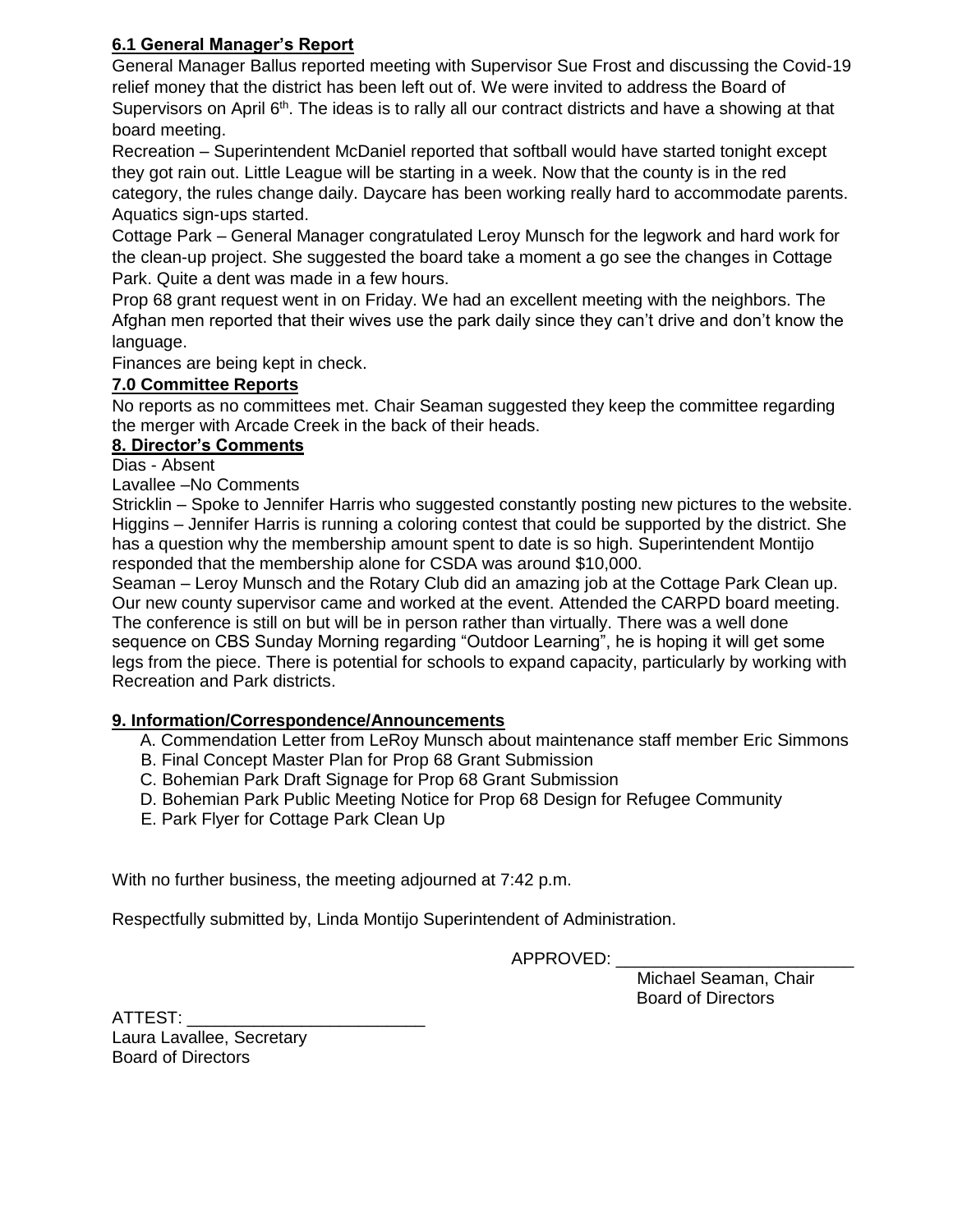**6.1 General Manager's Report**

General Manager Ballus reported meeting with Supervisor Sue Frost and discussing the Covid-19 relief money that the district has been left out of. We were invited to address the Board of Supervisors on April 6th. The ideas is to rally all our contract districts and have a showing at that board meeting.

Recreation – Superintendent McDaniel reported that softball would have started tonight except they got rain out. Little League will be starting in a week. Now that the county is in the red category, the rules change daily. Daycare has been working really hard to accommodate parents. Aquatics sign-ups started.

Cottage Park – General Manager congratulated Leroy Munsch for the legwork and hard work for the clean-up project. She suggested the board take a moment a go see the changes in Cottage Park. Quite a dent was made in a few hours.

Prop 68 grant request went in on Friday. We had an excellent meeting with the neighbors. The Afghan men reported that their wives use the park daily since they can't drive and don't know the language.

Finances are being kept in check.

**7.0 Committee Reports**

No reports as no committees met. Chair Seaman suggested they keep the committee regarding the merger with Arcade Creek in the back of their heads.

**8. Director's Comments**

Dias - Absent

Lavallee –No Comments

Stricklin – Spoke to Jennifer Harris who suggested constantly posting new pictures to the website.

Higgins – Jennifer Harris is running a coloring contest that could be supported by the district. She has a question why the membership amount spent to date is so high. Superintendent Montijo responded that the membership alone for CSDA was around $10,000.

Seaman – Leroy Munsch and the Rotary Club did an amazing job at the Cottage Park Clean up. Our new county supervisor came and worked at the event. Attended the CARPD board meeting. The conference is still on but will be in person rather than virtually. There was a well done sequence on CBS Sunday Morning regarding "Outdoor Learning", he is hoping it will get some legs from the piece. There is potential for schools to expand capacity, particularly by working with Recreation and Park districts.

**9. Information/Correspondence/Announcements**

A. Commendation Letter from LeRoy Munsch about maintenance staff member Eric Simmons
B. Final Concept Master Plan for Prop 68 Grant Submission
C. Bohemian Park Draft Signage for Prop 68 Grant Submission
D. Bohemian Park Public Meeting Notice for Prop 68 Design for Refugee Community
E. Park Flyer for Cottage Park Clean Up

With no further business, the meeting adjourned at 7:42 p.m.

Respectfully submitted by, Linda Montijo Superintendent of Administration.

APPROVED: ________________________
Michael Seaman, Chair
Board of Directors

ATTEST: ________________________
Laura Lavallee, Secretary
Board of Directors